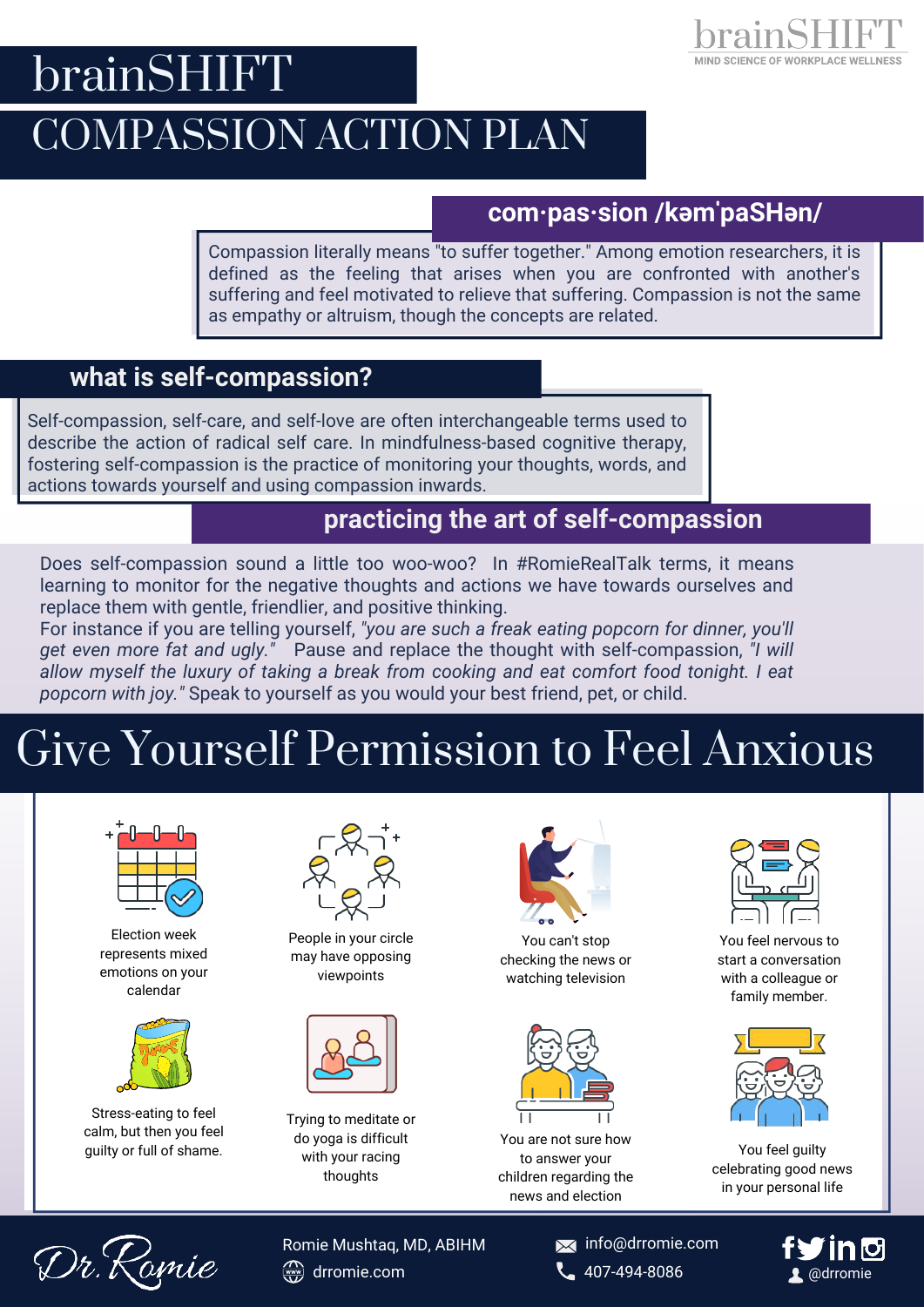# brainSHIFT

# COMPASSION ACTION PLAN

## com·pas·sion /kəmˈpaSHən/

Compassion literally means "to suffer together." Among emotion researchers, it is defined as the feeling that arises when you are confronted with another's suffering and feel motivated to relieve that suffering. Compassion is not the same as empathy or altruism, though the concepts are related.

## what is self-compassion?

Self-compassion, self-care, and self-love are often interchangeable terms used to describe the action of radical self care. In mindfulness-based cognitive therapy, fostering self-compassion is the practice of monitoring your thoughts, words, and actions towards yourself and using compassion inwards.

## practicing the art of self-compassion

Does self-compassion sound a little too woo-woo? In #RomieRealTalk terms, it means learning to monitor for the negative thoughts and actions we have towards ourselves and replace them with gentle, friendlier, and positive thinking.

For instance if you are telling yourself, *"you are such a freak eating popcorn for dinner, you'll get even more fat and ugly."* Pause and replace the thought with self-compassion, *"I will allow myself the luxury of taking a break from cooking and eat comfort food tonight. I eat popcorn with joy."* Speak to yourself as you would your best friend, pet, or child.

# Give Yourself Permission to Feel Anxious

- Election week represents mixed emotions on your calendar
- People in your circle may have opposing viewpoints
- You can't stop checking the news or watching television
- You feel nervous to start a conversation with a colleague or family member.
- Stress-eating to feel calm, but then you feel guilty or full of shame.
- Trying to meditate or do yoga is difficult with your racing thoughts
- You are not sure how to answer your children regarding the news and election
- You feel guilty celebrating good news in your personal life

Dr. Romie

Romie Mushtaq, MD, ABIHM
drromie.com
info@drromie.com
407-494-8086
@drromie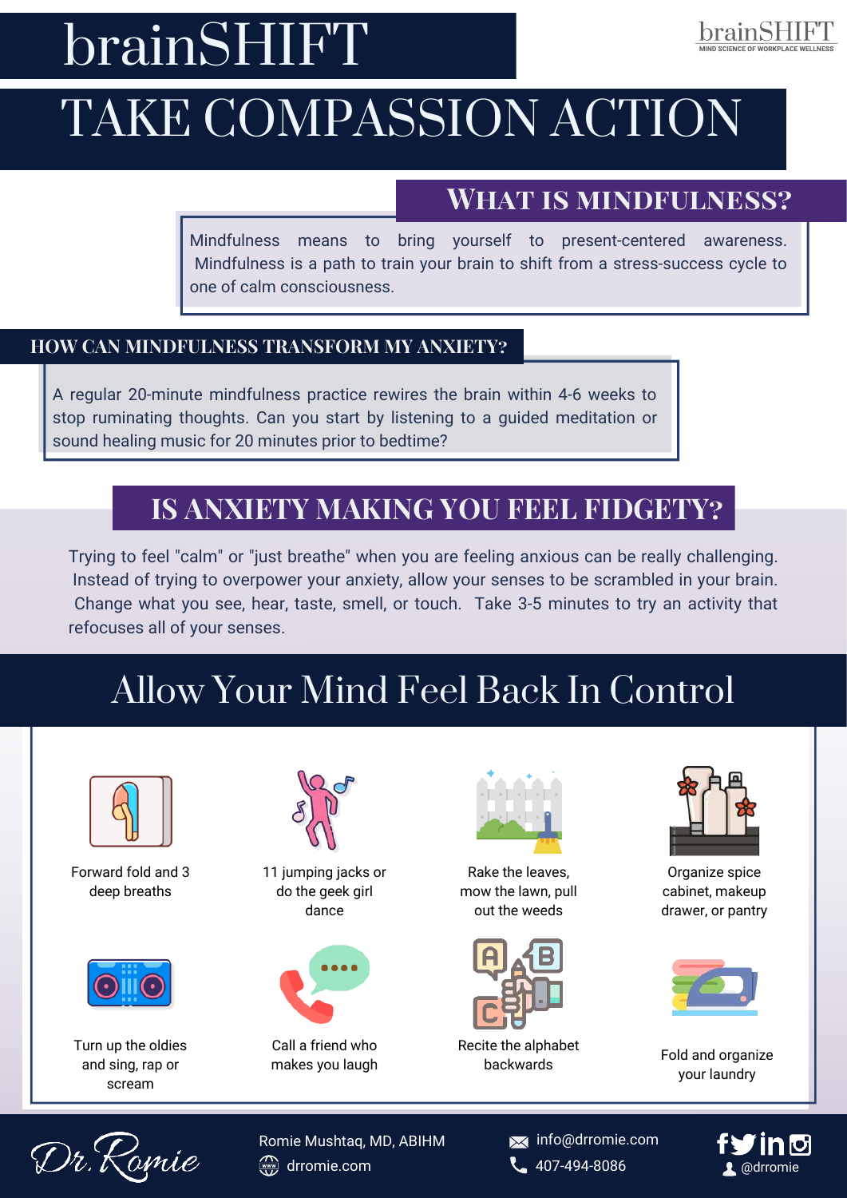# brainSHIFT

# TAKE COMPASSION ACTION

## WHAT IS MINDFULNESS?

Mindfulness means to bring yourself to present-centered awareness. Mindfulness is a path to train your brain to shift from a stress-success cycle to one of calm consciousness.

## HOW CAN MINDFULNESS TRANSFORM MY ANXIETY?

A regular 20-minute mindfulness practice rewires the brain within 4-6 weeks to stop ruminating thoughts. Can you start by listening to a guided meditation or sound healing music for 20 minutes prior to bedtime?

## IS ANXIETY MAKING YOU FEEL FIDGETY?

Trying to feel "calm" or "just breathe" when you are feeling anxious can be really challenging. Instead of trying to overpower your anxiety, allow your senses to be scrambled in your brain. Change what you see, hear, taste, smell, or touch. Take 3-5 minutes to try an activity that refocuses all of your senses.

## Allow Your Mind Feel Back In Control

- Forward fold and 3 deep breaths
- 11 jumping jacks or do the geek girl dance
- Rake the leaves, mow the lawn, pull out the weeds
- Organize spice cabinet, makeup drawer, or pantry
- Turn up the oldies and sing, rap or scream
- Call a friend who makes you laugh
- Recite the alphabet backwards
- Fold and organize your laundry

Dr. Romie

Romie Mushtaq, MD, ABIHM
drromie.com
info@drromie.com
407-494-8086
@drromie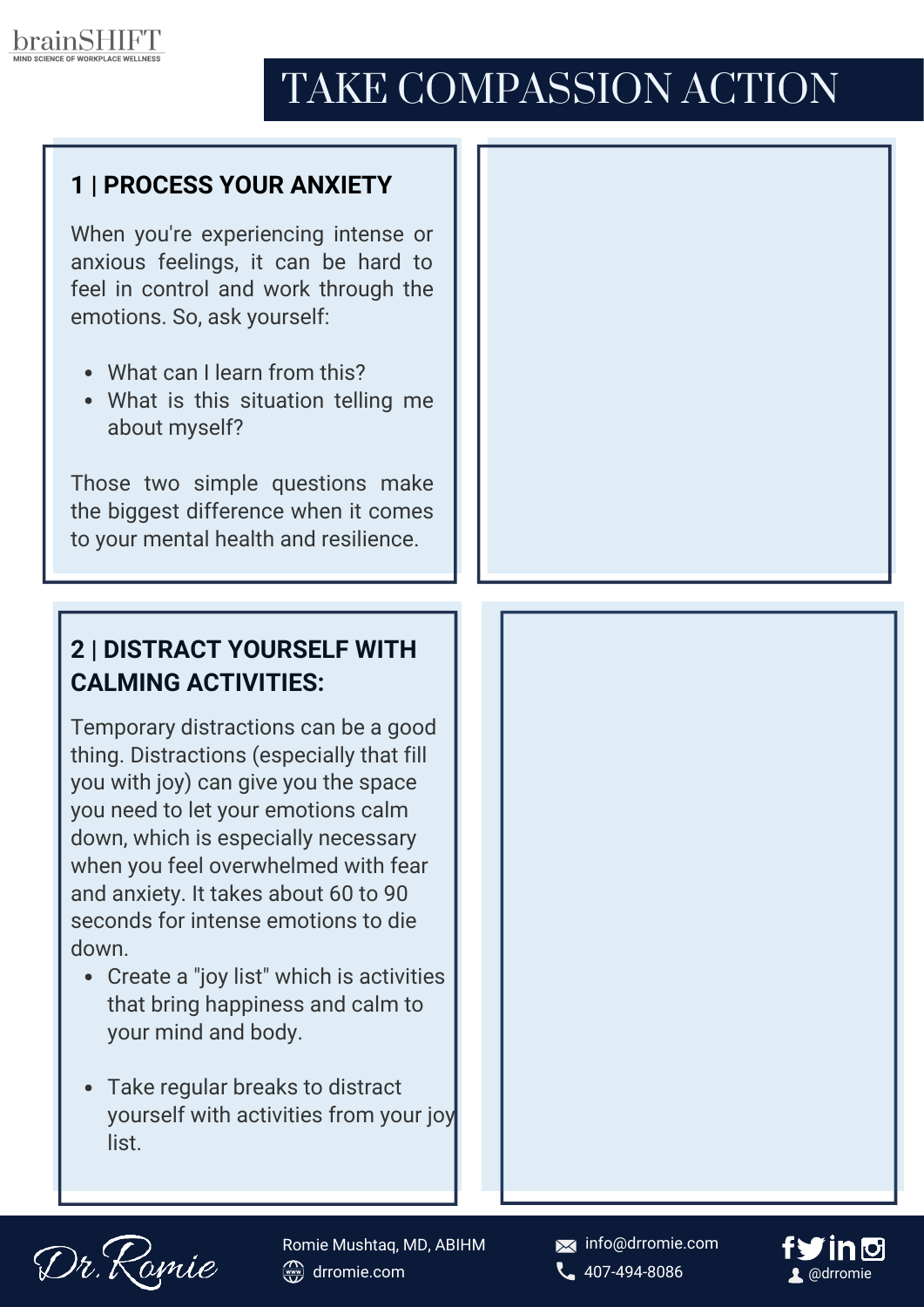# TAKE COMPASSION ACTION

## 1 | PROCESS YOUR ANXIETY

When you're experiencing intense or anxious feelings, it can be hard to feel in control and work through the emotions. So, ask yourself:

- What can I learn from this?
- What is this situation telling me about myself?

Those two simple questions make the biggest difference when it comes to your mental health and resilience.

## 2 | DISTRACT YOURSELF WITH CALMING ACTIVITIES:

Temporary distractions can be a good thing. Distractions (especially that fill you with joy) can give you the space you need to let your emotions calm down, which is especially necessary when you feel overwhelmed with fear and anxiety. It takes about 60 to 90 seconds for intense emotions to die down.

- Create a "joy list" which is activities that bring happiness and calm to your mind and body.
- Take regular breaks to distract yourself with activities from your joy list.

Dr. Romie

Romie Mushtaq, MD, ABIHM
drromie.com
info@drromie.com
407-494-8086
@drromie